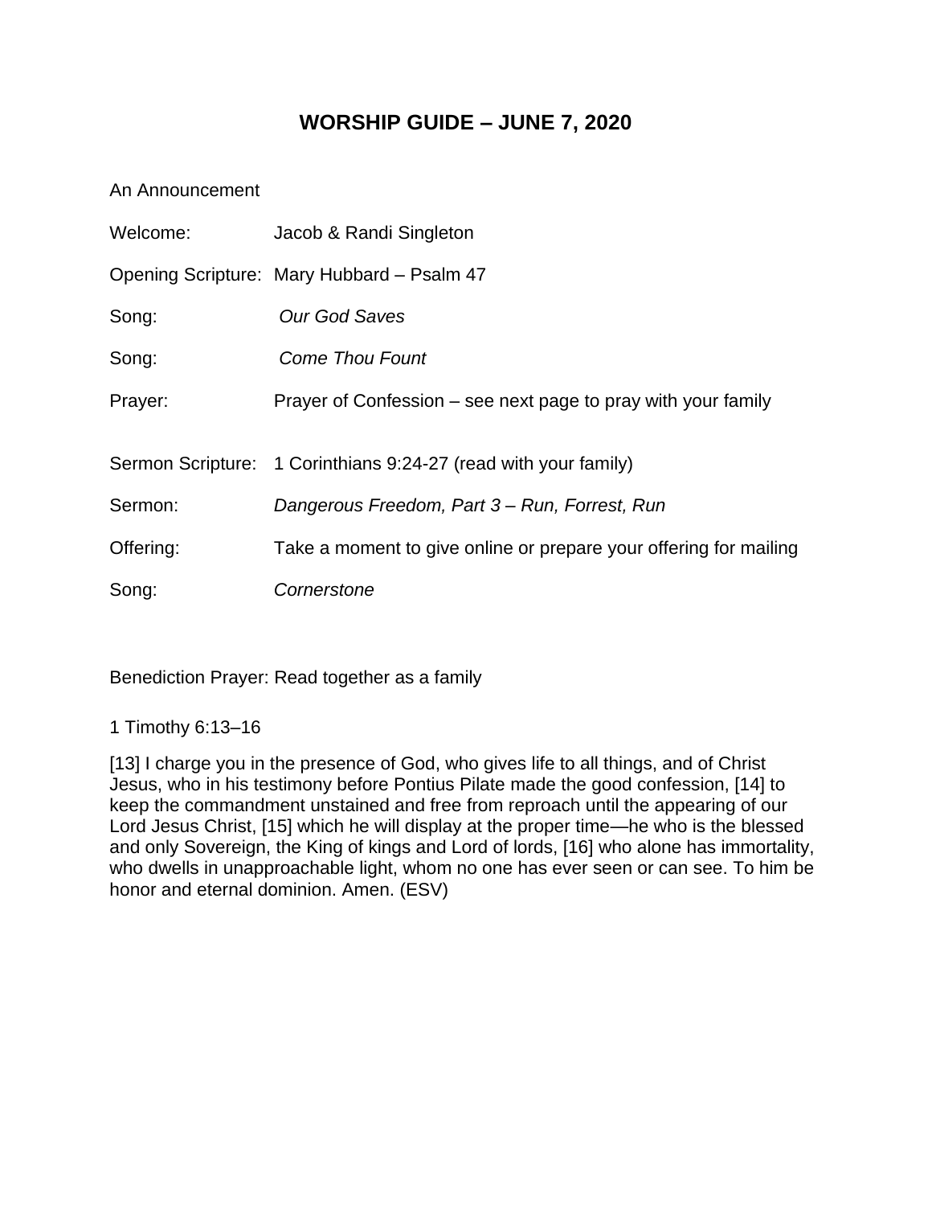# WORSHIP GUIDE – JUNE 7, 2020

An Announcement

Welcome: Jacob & Randi Singleton

Opening Scripture: Mary Hubbard – Psalm 47

Song: *Our God Saves*

Song: *Come Thou Fount*

Prayer: Prayer of Confession – see next page to pray with your family

Sermon Scripture: 1 Corinthians 9:24-27 (read with your family)

Sermon: *Dangerous Freedom, Part 3 – Run, Forrest, Run*

Offering: Take a moment to give online or prepare your offering for mailing

Song: *Cornerstone*

Benediction Prayer: Read together as a family

1 Timothy 6:13–16

[13] I charge you in the presence of God, who gives life to all things, and of Christ Jesus, who in his testimony before Pontius Pilate made the good confession, [14] to keep the commandment unstained and free from reproach until the appearing of our Lord Jesus Christ, [15] which he will display at the proper time—he who is the blessed and only Sovereign, the King of kings and Lord of lords, [16] who alone has immortality, who dwells in unapproachable light, whom no one has ever seen or can see. To him be honor and eternal dominion. Amen. (ESV)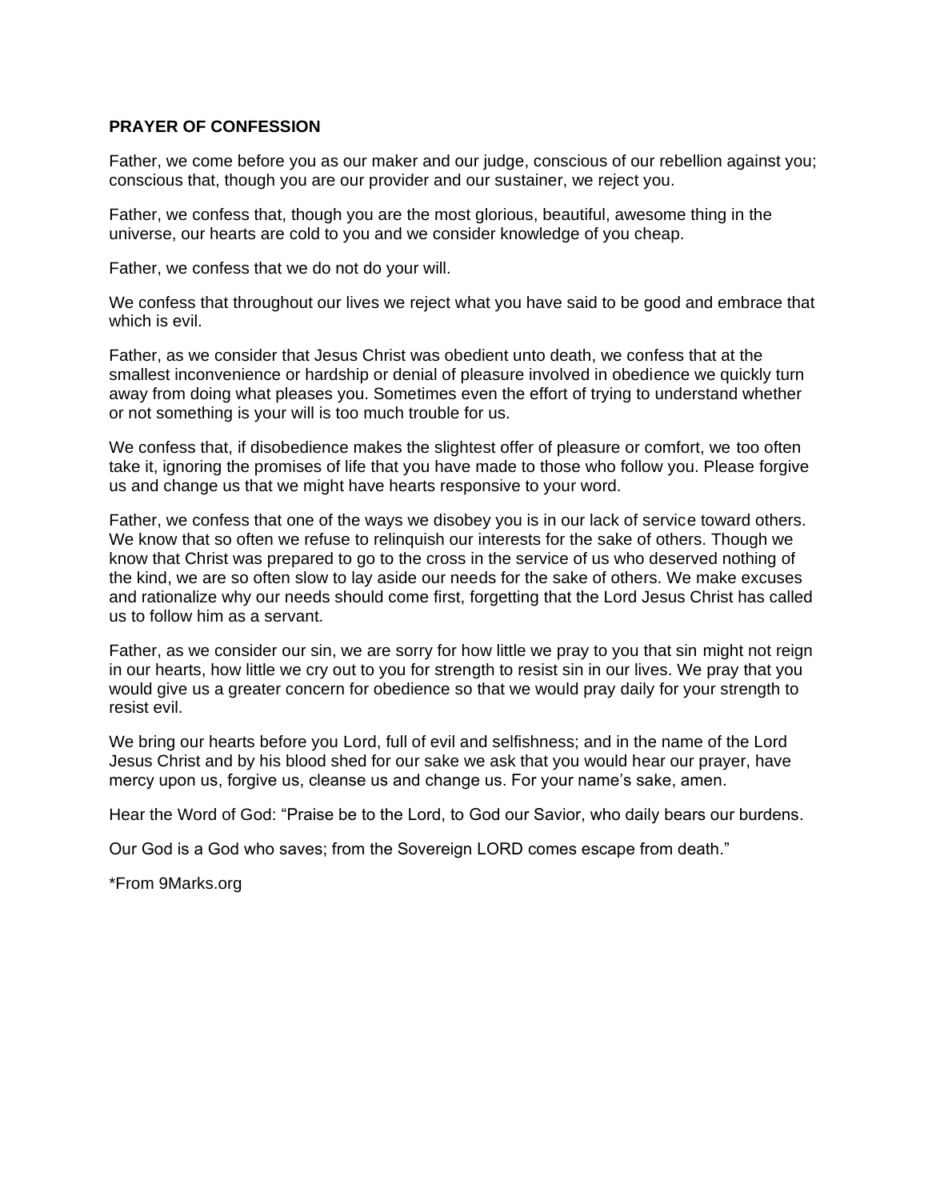**PRAYER OF CONFESSION**

Father, we come before you as our maker and our judge, conscious of our rebellion against you; conscious that, though you are our provider and our sustainer, we reject you.

Father, we confess that, though you are the most glorious, beautiful, awesome thing in the universe, our hearts are cold to you and we consider knowledge of you cheap.

Father, we confess that we do not do your will.

We confess that throughout our lives we reject what you have said to be good and embrace that which is evil.

Father, as we consider that Jesus Christ was obedient unto death, we confess that at the smallest inconvenience or hardship or denial of pleasure involved in obedience we quickly turn away from doing what pleases you. Sometimes even the effort of trying to understand whether or not something is your will is too much trouble for us.

We confess that, if disobedience makes the slightest offer of pleasure or comfort, we too often take it, ignoring the promises of life that you have made to those who follow you. Please forgive us and change us that we might have hearts responsive to your word.

Father, we confess that one of the ways we disobey you is in our lack of service toward others. We know that so often we refuse to relinquish our interests for the sake of others. Though we know that Christ was prepared to go to the cross in the service of us who deserved nothing of the kind, we are so often slow to lay aside our needs for the sake of others. We make excuses and rationalize why our needs should come first, forgetting that the Lord Jesus Christ has called us to follow him as a servant.

Father, as we consider our sin, we are sorry for how little we pray to you that sin might not reign in our hearts, how little we cry out to you for strength to resist sin in our lives. We pray that you would give us a greater concern for obedience so that we would pray daily for your strength to resist evil.

We bring our hearts before you Lord, full of evil and selfishness; and in the name of the Lord Jesus Christ and by his blood shed for our sake we ask that you would hear our prayer, have mercy upon us, forgive us, cleanse us and change us. For your name's sake, amen.

Hear the Word of God: "Praise be to the Lord, to God our Savior, who daily bears our burdens.

Our God is a God who saves; from the Sovereign LORD comes escape from death."

*From 9Marks.org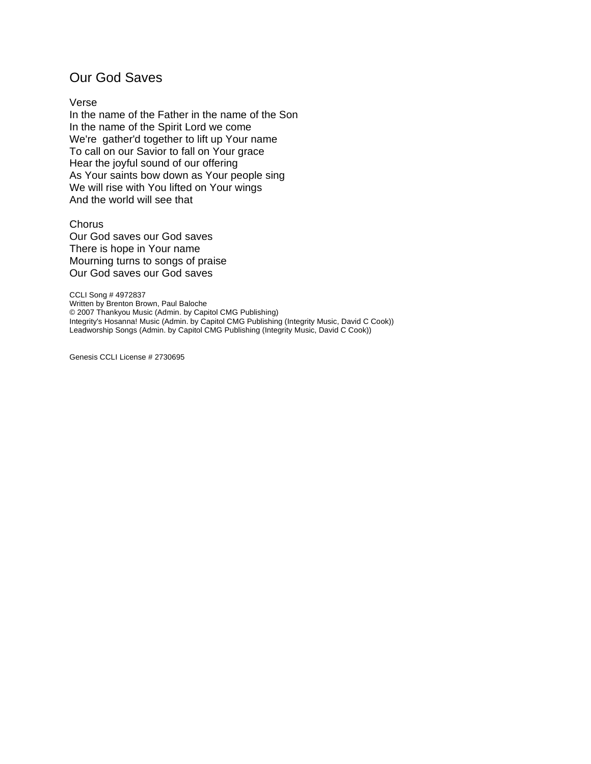# Our God Saves

Verse
In the name of the Father in the name of the Son
In the name of the Spirit Lord we come
We're gather'd together to lift up Your name
To call on our Savior to fall on Your grace
Hear the joyful sound of our offering
As Your saints bow down as Your people sing
We will rise with You lifted on Your wings
And the world will see that

Chorus
Our God saves our God saves
There is hope in Your name
Mourning turns to songs of praise
Our God saves our God saves

CCLI Song # 4972837
Written by Brenton Brown, Paul Baloche
© 2007 Thankyou Music (Admin. by Capitol CMG Publishing)
Integrity's Hosanna! Music (Admin. by Capitol CMG Publishing (Integrity Music, David C Cook))
Leadworship Songs (Admin. by Capitol CMG Publishing (Integrity Music, David C Cook))

Genesis CCLI License # 2730695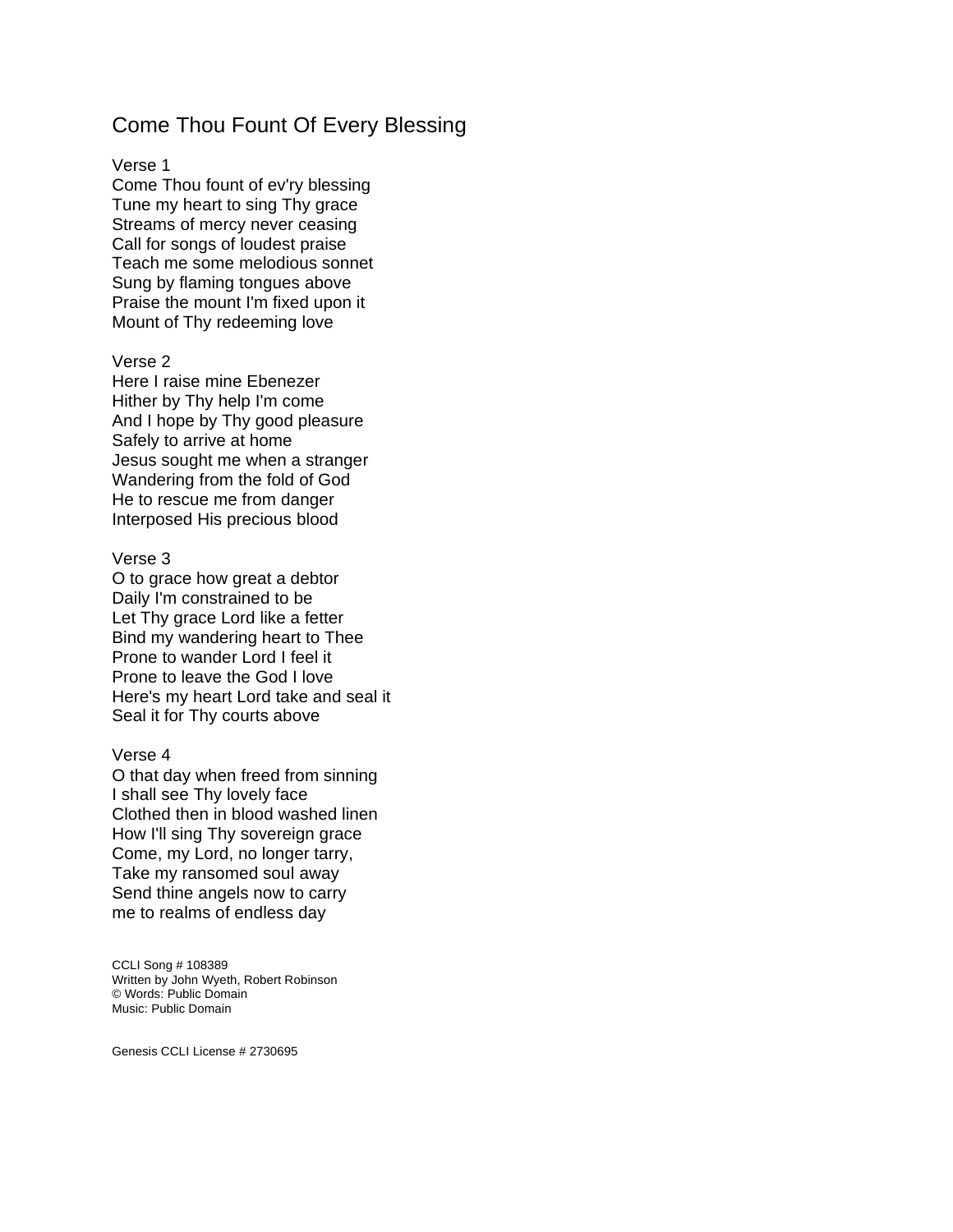# Come Thou Fount Of Every Blessing

Verse 1
Come Thou fount of ev'ry blessing
Tune my heart to sing Thy grace
Streams of mercy never ceasing
Call for songs of loudest praise
Teach me some melodious sonnet
Sung by flaming tongues above
Praise the mount I'm fixed upon it
Mount of Thy redeeming love

Verse 2
Here I raise mine Ebenezer
Hither by Thy help I'm come
And I hope by Thy good pleasure
Safely to arrive at home
Jesus sought me when a stranger
Wandering from the fold of God
He to rescue me from danger
Interposed His precious blood

Verse 3
O to grace how great a debtor
Daily I'm constrained to be
Let Thy grace Lord like a fetter
Bind my wandering heart to Thee
Prone to wander Lord I feel it
Prone to leave the God I love
Here's my heart Lord take and seal it
Seal it for Thy courts above

Verse 4
O that day when freed from sinning
I shall see Thy lovely face
Clothed then in blood washed linen
How I'll sing Thy sovereign grace
Come, my Lord, no longer tarry,
Take my ransomed soul away
Send thine angels now to carry
me to realms of endless day

CCLI Song # 108389
Written by John Wyeth, Robert Robinson
© Words: Public Domain
Music: Public Domain

Genesis CCLI License # 2730695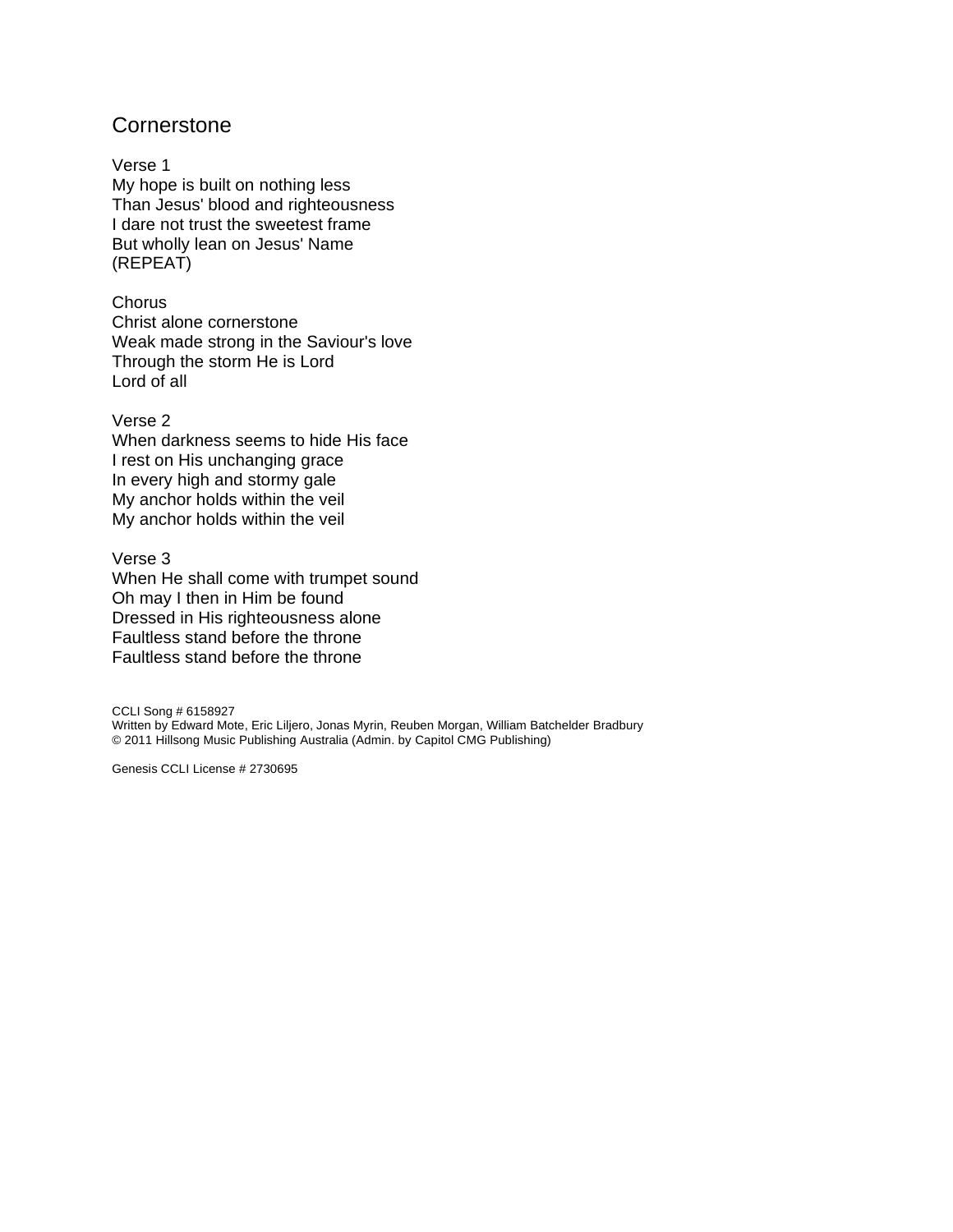# Cornerstone

Verse 1
My hope is built on nothing less
Than Jesus' blood and righteousness
I dare not trust the sweetest frame
But wholly lean on Jesus' Name
(REPEAT)

Chorus
Christ alone cornerstone
Weak made strong in the Saviour's love
Through the storm He is Lord
Lord of all

Verse 2
When darkness seems to hide His face
I rest on His unchanging grace
In every high and stormy gale
My anchor holds within the veil
My anchor holds within the veil

Verse 3
When He shall come with trumpet sound
Oh may I then in Him be found
Dressed in His righteousness alone
Faultless stand before the throne
Faultless stand before the throne

CCLI Song # 6158927
Written by Edward Mote, Eric Liljero, Jonas Myrin, Reuben Morgan, William Batchelder Bradbury
© 2011 Hillsong Music Publishing Australia (Admin. by Capitol CMG Publishing)

Genesis CCLI License # 2730695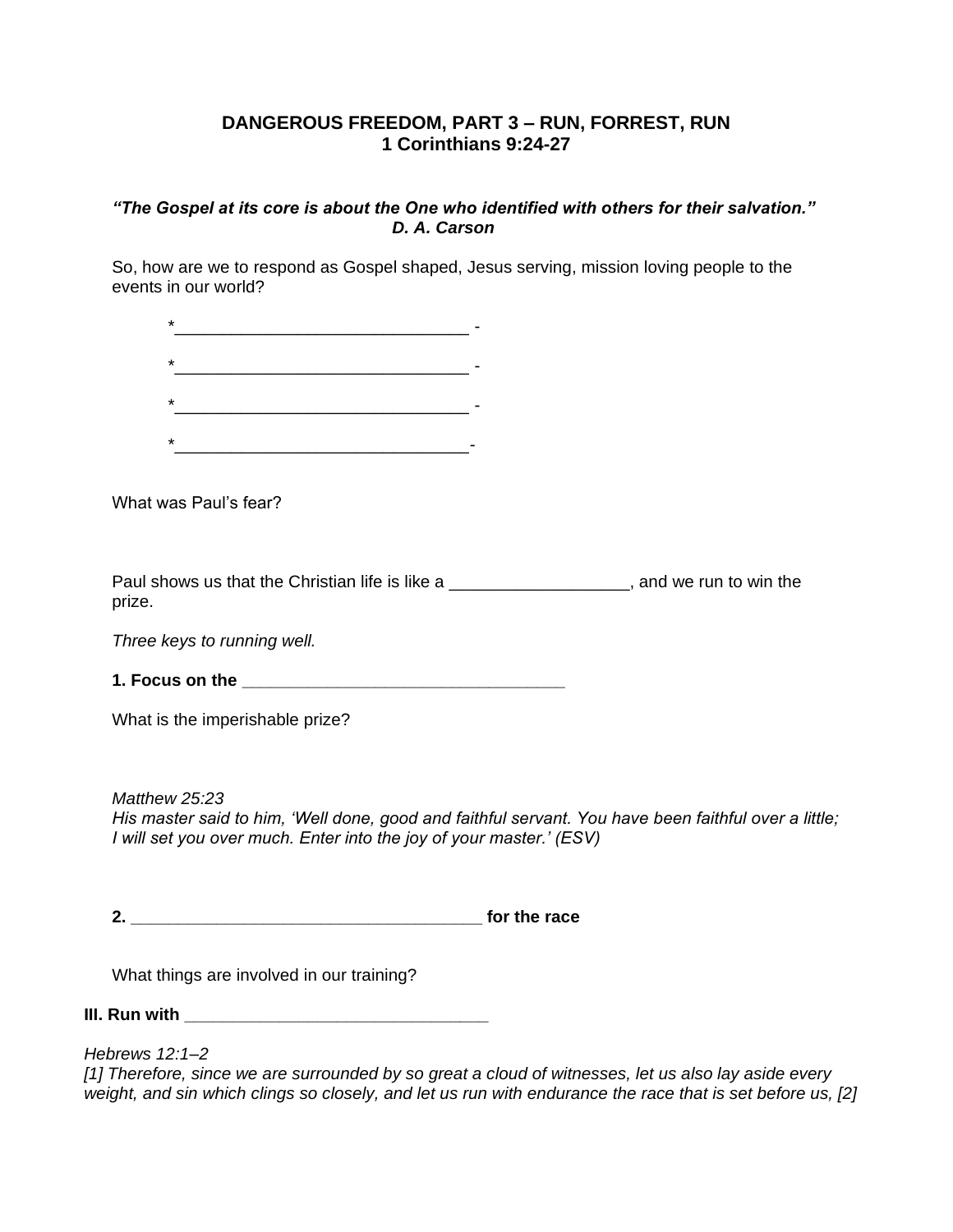## DANGEROUS FREEDOM, PART 3 – RUN, FORREST, RUN
## 1 Corinthians 9:24-27

***"The Gospel at its core is about the One who identified with others for their salvation."***
***D. A. Carson***

So, how are we to respond as Gospel shaped, Jesus serving, mission loving people to the events in our world?

*________________________________ -

*________________________________ -

*________________________________ -

*________________________________-

What was Paul's fear?

Paul shows us that the Christian life is like a __________________, and we run to win the prize.

*Three keys to running well.*

**1. Focus on the ________________________________**

What is the imperishable prize?

*Matthew 25:23*
*His master said to him, 'Well done, good and faithful servant. You have been faithful over a little; I will set you over much. Enter into the joy of your master.' (ESV)*

**2. ____________________________________ for the race**

What things are involved in our training?

**III. Run with ______________________________**

*Hebrews 12:1–2*
*[1] Therefore, since we are surrounded by so great a cloud of witnesses, let us also lay aside every weight, and sin which clings so closely, and let us run with endurance the race that is set before us, [2]*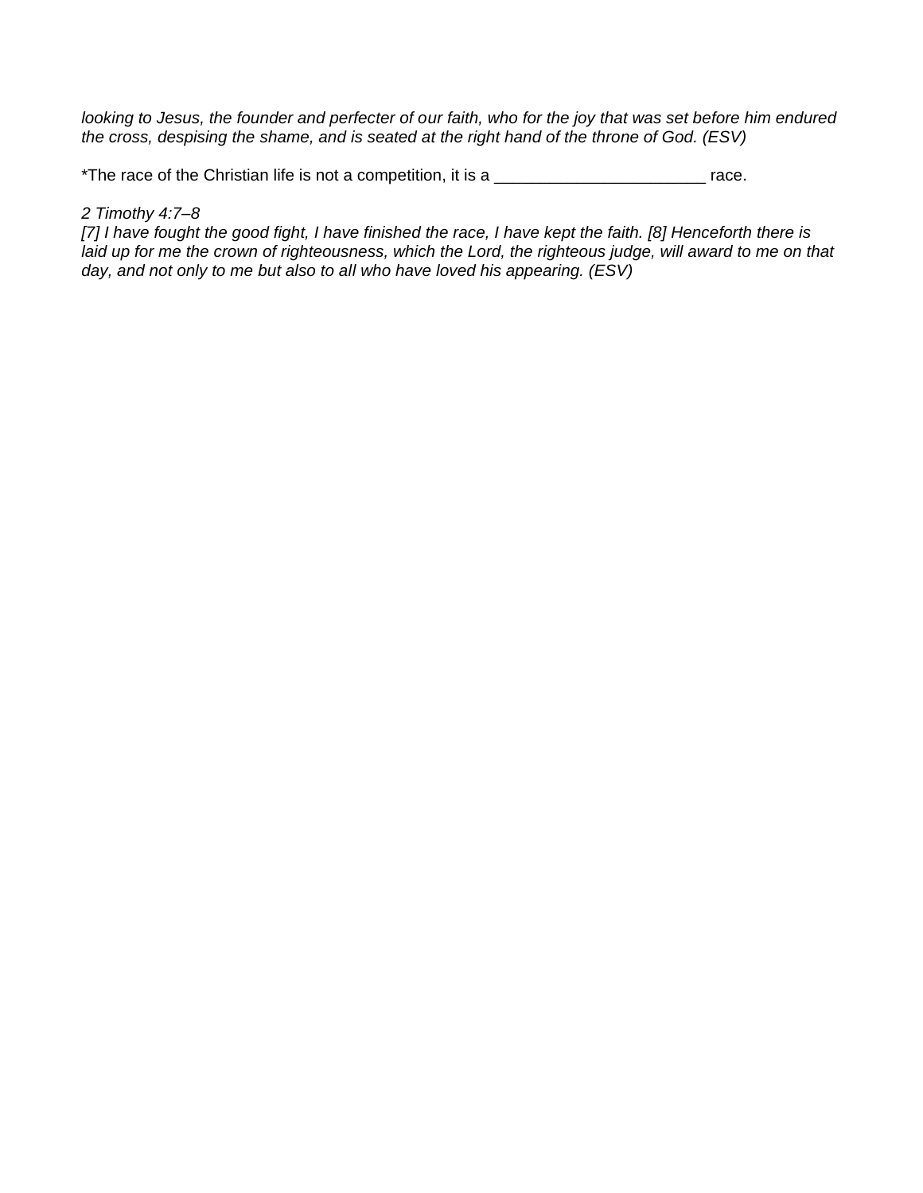*looking to Jesus, the founder and perfecter of our faith, who for the joy that was set before him endured the cross, despising the shame, and is seated at the right hand of the throne of God. (ESV)*

*The race of the Christian life is not a competition, it is a _______________________ race.

*2 Timothy 4:7–8*
*[7] I have fought the good fight, I have finished the race, I have kept the faith. [8] Henceforth there is laid up for me the crown of righteousness, which the Lord, the righteous judge, will award to me on that day, and not only to me but also to all who have loved his appearing. (ESV)*